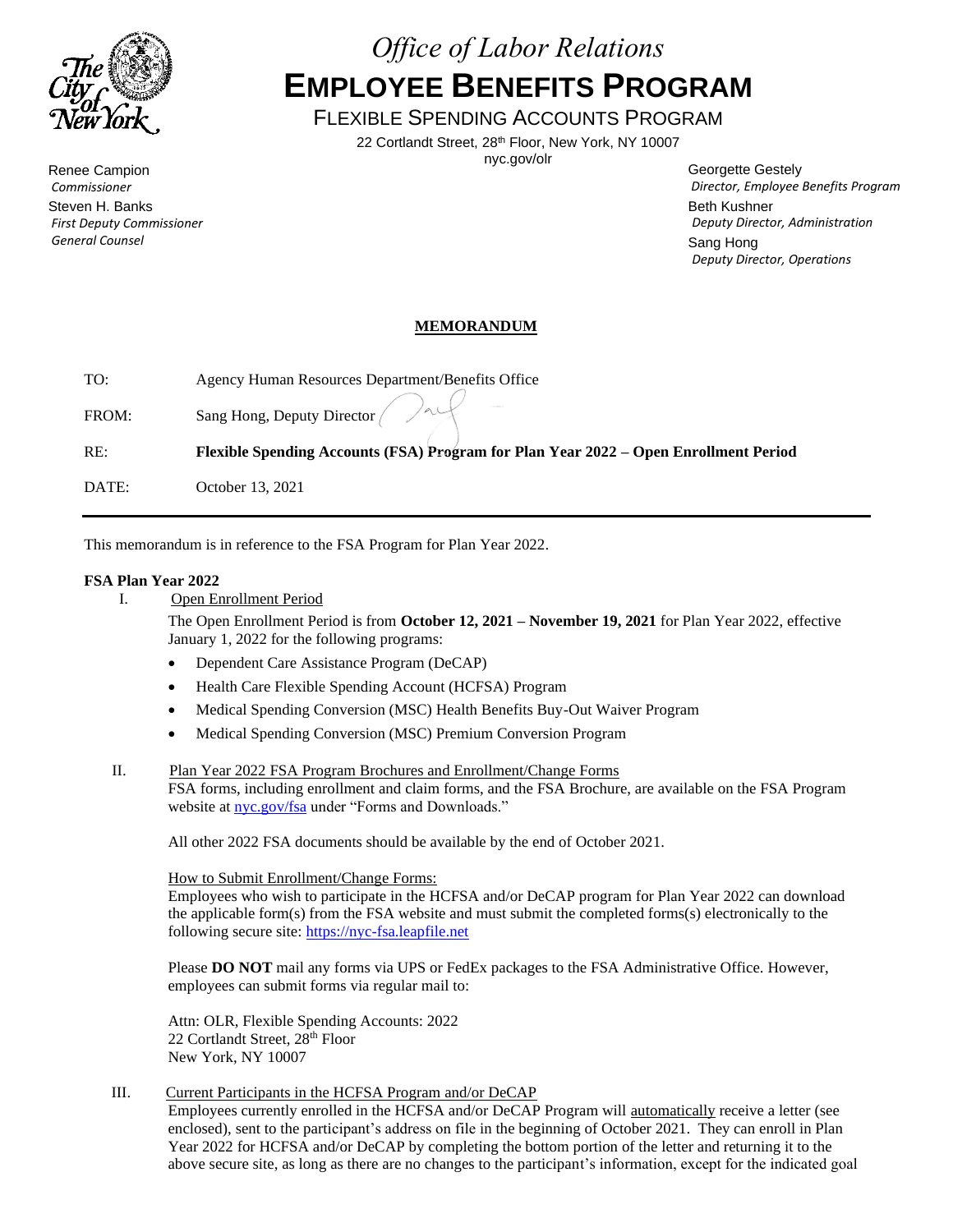# *Office of Labor Relations*

# EMPLOYEE BENEFITS PROGRAM

## FLEXIBLE SPENDING ACCOUNTS PROGRAM

22 Cortlandt Street, 28th Floor, New York, NY 10007
nyc.gov/olr

Renee Campion
*Commissioner*
Steven H. Banks
*First Deputy Commissioner*
*General Counsel*

Georgette Gestely
*Director, Employee Benefits Program*
Beth Kushner
*Deputy Director, Administration*
Sang Hong
*Deputy Director, Operations*

**MEMORANDUM**

TO: Agency Human Resources Department/Benefits Office

FROM: Sang Hong, Deputy Director

RE: **Flexible Spending Accounts (FSA) Program for Plan Year 2022 – Open Enrollment Period**

DATE: October 13, 2021

---

This memorandum is in reference to the FSA Program for Plan Year 2022.

**FSA Plan Year 2022**

I. Open Enrollment Period

The Open Enrollment Period is from **October 12, 2021 – November 19, 2021** for Plan Year 2022, effective January 1, 2022 for the following programs:

- Dependent Care Assistance Program (DeCAP)
- Health Care Flexible Spending Account (HCFSA) Program
- Medical Spending Conversion (MSC) Health Benefits Buy-Out Waiver Program
- Medical Spending Conversion (MSC) Premium Conversion Program

II. Plan Year 2022 FSA Program Brochures and Enrollment/Change Forms

FSA forms, including enrollment and claim forms, and the FSA Brochure, are available on the FSA Program website at nyc.gov/fsa under "Forms and Downloads."

All other 2022 FSA documents should be available by the end of October 2021.

How to Submit Enrollment/Change Forms:
Employees who wish to participate in the HCFSA and/or DeCAP program for Plan Year 2022 can download the applicable form(s) from the FSA website and must submit the completed forms(s) electronically to the following secure site: https://nyc-fsa.leapfile.net

Please **DO NOT** mail any forms via UPS or FedEx packages to the FSA Administrative Office. However, employees can submit forms via regular mail to:

Attn: OLR, Flexible Spending Accounts: 2022
22 Cortlandt Street, 28th Floor
New York, NY 10007

III. Current Participants in the HCFSA Program and/or DeCAP

Employees currently enrolled in the HCFSA and/or DeCAP Program will automatically receive a letter (see enclosed), sent to the participant's address on file in the beginning of October 2021. They can enroll in Plan Year 2022 for HCFSA and/or DeCAP by completing the bottom portion of the letter and returning it to the above secure site, as long as there are no changes to the participant's information, except for the indicated goal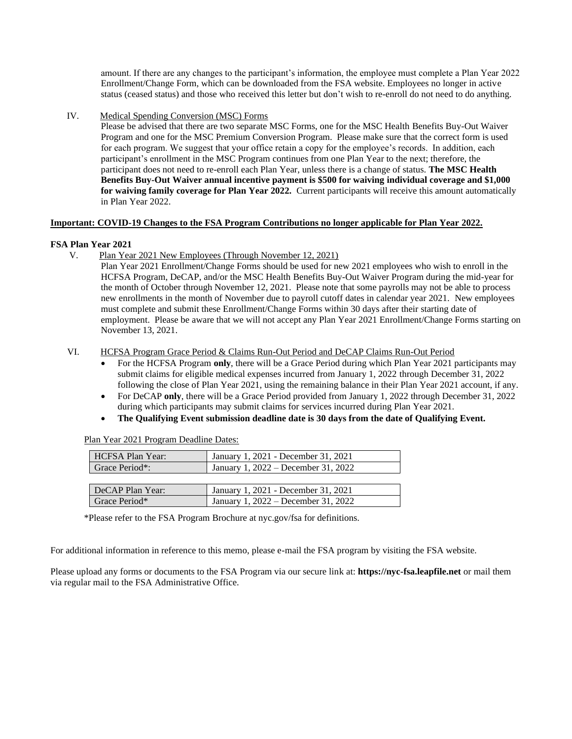amount. If there are any changes to the participant's information, the employee must complete a Plan Year 2022 Enrollment/Change Form, which can be downloaded from the FSA website. Employees no longer in active status (ceased status) and those who received this letter but don't wish to re-enroll do not need to do anything.

IV. Medical Spending Conversion (MSC) Forms

Please be advised that there are two separate MSC Forms, one for the MSC Health Benefits Buy-Out Waiver Program and one for the MSC Premium Conversion Program. Please make sure that the correct form is used for each program. We suggest that your office retain a copy for the employee's records. In addition, each participant's enrollment in the MSC Program continues from one Plan Year to the next; therefore, the participant does not need to re-enroll each Plan Year, unless there is a change of status. **The MSC Health Benefits Buy-Out Waiver annual incentive payment is $500 for waiving individual coverage and $1,000 for waiving family coverage for Plan Year 2022.** Current participants will receive this amount automatically in Plan Year 2022.

**Important: COVID-19 Changes to the FSA Program Contributions no longer applicable for Plan Year 2022.**

**FSA Plan Year 2021**

V. Plan Year 2021 New Employees (Through November 12, 2021)

Plan Year 2021 Enrollment/Change Forms should be used for new 2021 employees who wish to enroll in the HCFSA Program, DeCAP, and/or the MSC Health Benefits Buy-Out Waiver Program during the mid-year for the month of October through November 12, 2021. Please note that some payrolls may not be able to process new enrollments in the month of November due to payroll cutoff dates in calendar year 2021. New employees must complete and submit these Enrollment/Change Forms within 30 days after their starting date of employment. Please be aware that we will not accept any Plan Year 2021 Enrollment/Change Forms starting on November 13, 2021.

VI. HCFSA Program Grace Period & Claims Run-Out Period and DeCAP Claims Run-Out Period

- For the HCFSA Program **only**, there will be a Grace Period during which Plan Year 2021 participants may submit claims for eligible medical expenses incurred from January 1, 2022 through December 31, 2022 following the close of Plan Year 2021, using the remaining balance in their Plan Year 2021 account, if any.
- For DeCAP **only**, there will be a Grace Period provided from January 1, 2022 through December 31, 2022 during which participants may submit claims for services incurred during Plan Year 2021.
- **The Qualifying Event submission deadline date is 30 days from the date of Qualifying Event.**

Plan Year 2021 Program Deadline Dates:

| | |
|---|---|
| HCFSA Plan Year: | January 1, 2021 - December 31, 2021 |
| Grace Period*: | January 1, 2022 – December 31, 2022 |

| | |
|---|---|
| DeCAP Plan Year: | January 1, 2021 - December 31, 2021 |
| Grace Period* | January 1, 2022 – December 31, 2022 |

*Please refer to the FSA Program Brochure at nyc.gov/fsa for definitions.

For additional information in reference to this memo, please e-mail the FSA program by visiting the FSA website.

Please upload any forms or documents to the FSA Program via our secure link at: **https://nyc-fsa.leapfile.net** or mail them via regular mail to the FSA Administrative Office.